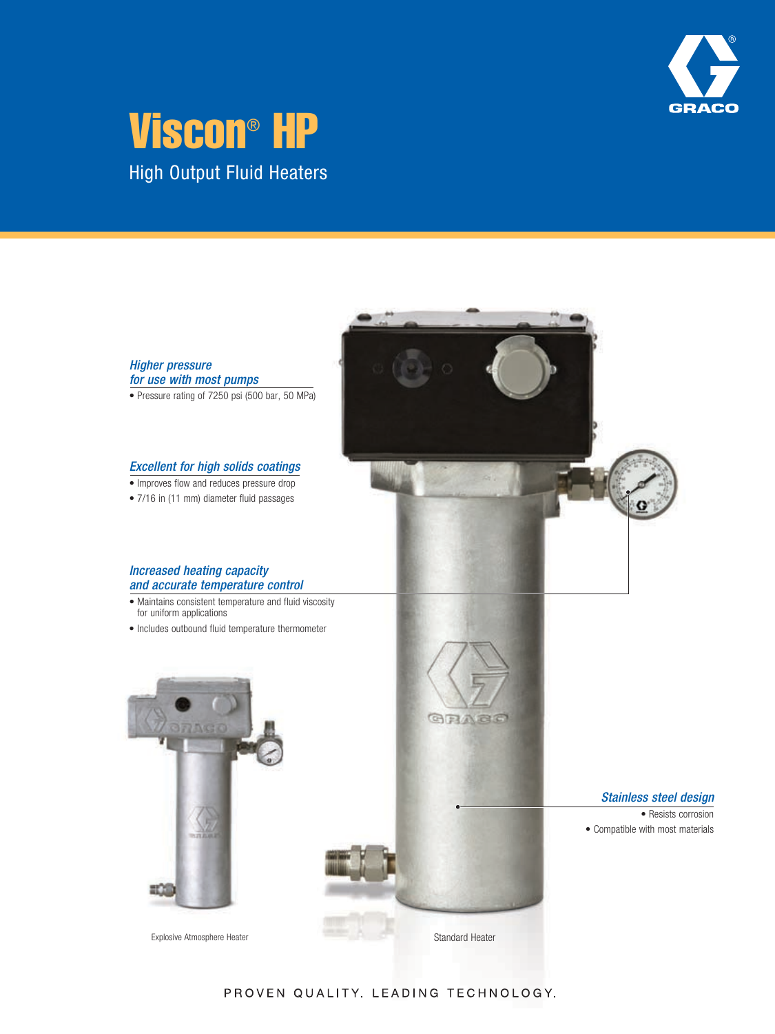# Viscon® HP

## High Output Fluid Heaters

### *Higher pressure for use with most pumps*

- Pressure rating of 7250 psi (500 bar, 50 MPa)

### *Excellent for high solids coatings*

- Improves flow and reduces pressure drop
- 7/16 in (11 mm) diameter fluid passages

### *Increased heating capacity and accurate temperature control*

- Maintains consistent temperature and fluid viscosity for uniform applications
- Includes outbound fluid temperature thermometer

### *Stainless steel design*

- Resists corrosion
- Compatible with most materials

Explosive Atmosphere Heater

Standard Heater

PROVEN QUALITY. LEADING TECHNOLOGY.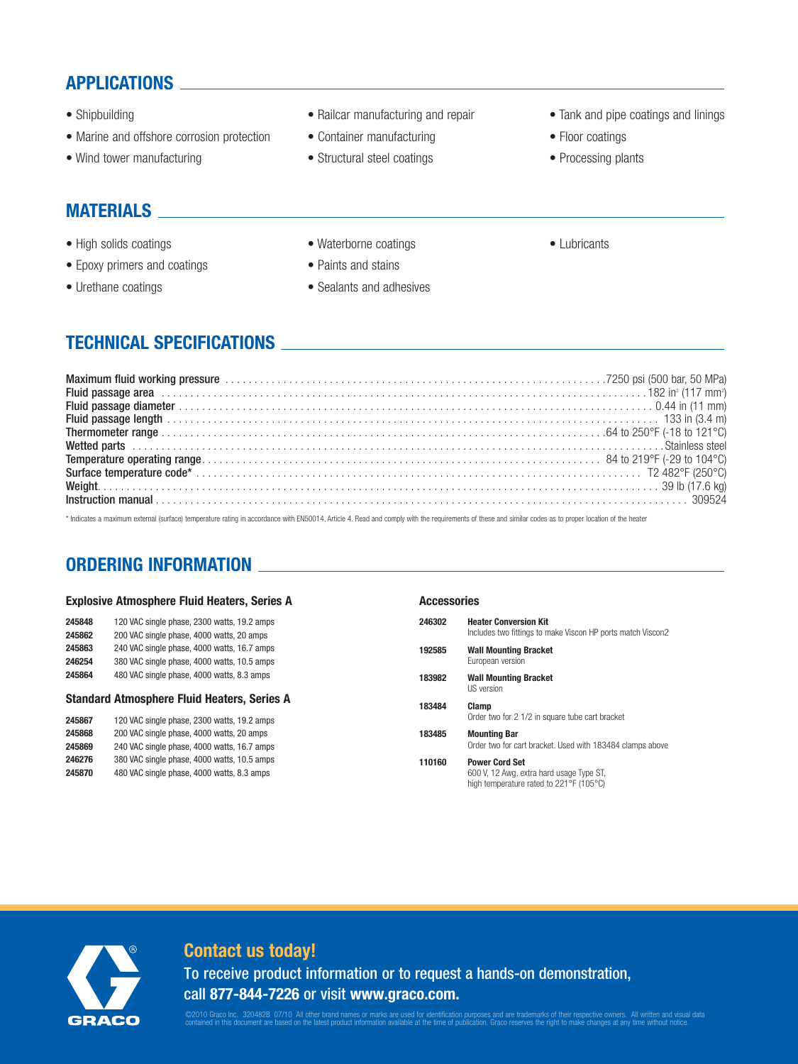## APPLICATIONS

- Shipbuilding
- Marine and offshore corrosion protection
- Wind tower manufacturing
- Railcar manufacturing and repair
- Container manufacturing
- Structural steel coatings
- Tank and pipe coatings and linings
- Floor coatings
- Processing plants

## MATERIALS

- High solids coatings
- Epoxy primers and coatings
- Urethane coatings
- Waterborne coatings
- Paints and stains
- Sealants and adhesives
- Lubricants

## TECHNICAL SPECIFICATIONS

| | |
|---|---|
| Maximum fluid working pressure | 7250 psi (500 bar, 50 MPa) |
| Fluid passage area | 182 $in^2$ (117 $mm^2$) |
| Fluid passage diameter | 0.44 in (11 mm) |
| Fluid passage length | 133 in (3.4 m) |
| Thermometer range | 64 to 250°F (-18 to 121°C) |
| Wetted parts | Stainless steel |
| Temperature operating range | 84 to 219°F (-29 to 104°C) |
| Surface temperature code* | T2 482°F (250°C) |
| Weight | 39 lb (17.6 kg) |
| Instruction manual | 309524 |

* Indicates a maximum external (surface) temperature rating in accordance with EN50014, Article 4. Read and comply with the requirements of these and similar codes as to proper location of the heater

## ORDERING INFORMATION

### Explosive Atmosphere Fluid Heaters, Series A

| | |
|---|---|
| **245848** | 120 VAC single phase, 2300 watts, 19.2 amps |
| **245862** | 200 VAC single phase, 4000 watts, 20 amps |
| **245863** | 240 VAC single phase, 4000 watts, 16.7 amps |
| **246254** | 380 VAC single phase, 4000 watts, 10.5 amps |
| **245864** | 480 VAC single phase, 4000 watts, 8.3 amps |

### Standard Atmosphere Fluid Heaters, Series A

| | |
|---|---|
| **245867** | 120 VAC single phase, 2300 watts, 19.2 amps |
| **245868** | 200 VAC single phase, 4000 watts, 20 amps |
| **245869** | 240 VAC single phase, 4000 watts, 16.7 amps |
| **246276** | 380 VAC single phase, 4000 watts, 10.5 amps |
| **245870** | 480 VAC single phase, 4000 watts, 8.3 amps |

### Accessories

| | |
|---|---|
| **246302** | **Heater Conversion Kit**<br>Includes two fittings to make Viscon HP ports match Viscon2 |
| **192585** | **Wall Mounting Bracket**<br>European version |
| **183982** | **Wall Mounting Bracket**<br>US version |
| **183484** | **Clamp**<br>Order two for 2 1/2 in square tube cart bracket |
| **183485** | **Mounting Bar**<br>Order two for cart bracket. Used with 183484 clamps above |
| **110160** | **Power Cord Set**<br>600 V, 12 Awg, extra hard usage Type ST, high temperature rated to 221°F (105°C) |

## Contact us today!

To receive product information or to request a hands-on demonstration, call **877-844-7226** or visit **www.graco.com.**

GRACO

©2010 Graco Inc. 320482B 07/10 All other brand names or marks are used for identification purposes and are trademarks of their respective owners. All written and visual data contained in this document are based on the latest product information available at the time of publication. Graco reserves the right to make changes at any time without notice.